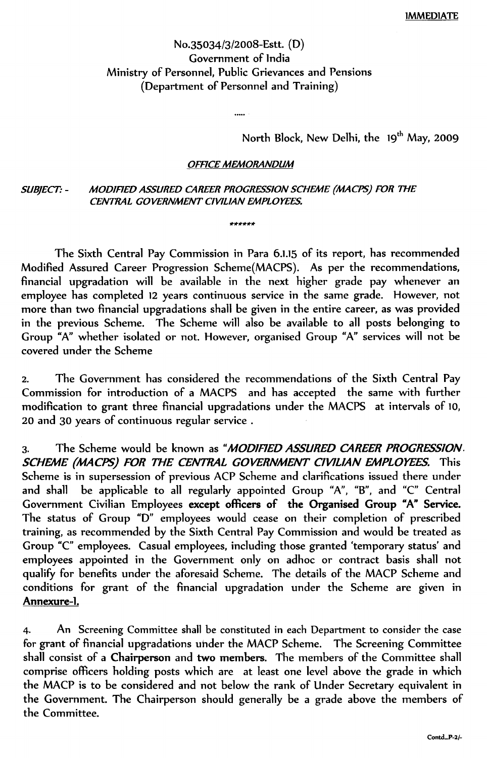**IMMEDIATE**

No.35034/3/2008-Estt. (D)
Government of India
Ministry of Personnel, Public Grievances and Pensions
(Department of Personnel and Training)

.....

North Block, New Delhi, the 19th May, 2009

***OFFICE MEMORANDUM***

***SUBJECT: - MODIFIED ASSURED CAREER PROGRESSION SCHEME (MACPS) FOR THE CENTRAL GOVERNMENT CIVILIAN EMPLOYEES.***

\*\*\*\*\*\*

The Sixth Central Pay Commission in Para 6.1.15 of its report, has recommended Modified Assured Career Progression Scheme(MACPS). As per the recommendations, financial upgradation will be available in the next higher grade pay whenever an employee has completed 12 years continuous service in the same grade. However, not more than two financial upgradations shall be given in the entire career, as was provided in the previous Scheme. The Scheme will also be available to all posts belonging to Group "A" whether isolated or not. However, organised Group "A" services will not be covered under the Scheme

2. The Government has considered the recommendations of the Sixth Central Pay Commission for introduction of a MACPS and has accepted the same with further modification to grant three financial upgradations under the MACPS at intervals of 10, 20 and 30 years of continuous regular service .

3. The Scheme would be known as "***MODIFIED ASSURED CAREER PROGRESSION SCHEME (MACPS) FOR THE CENTRAL GOVERNMENT CIVILIAN EMPLOYEES.*** This Scheme is in supersession of previous ACP Scheme and clarifications issued there under and shall be applicable to all regularly appointed Group "A", "B", and "C" Central Government Civilian Employees **except officers of the Organised Group "A" Service.** The status of Group "D" employees would cease on their completion of prescribed training, as recommended by the Sixth Central Pay Commission and would be treated as Group "C" employees. Casual employees, including those granted 'temporary status' and employees appointed in the Government only on adhoc or contract basis shall not qualify for benefits under the aforesaid Scheme. The details of the MACP Scheme and conditions for grant of the financial upgradation under the Scheme are given in **Annexure-I.**

4. An Screening Committee shall be constituted in each Department to consider the case for grant of financial upgradations under the MACP Scheme. The Screening Committee shall consist of a **Chairperson** and **two members.** The members of the Committee shall comprise officers holding posts which are at least one level above the grade in which the MACP is to be considered and not below the rank of Under Secretary equivalent in the Government. The Chairperson should generally be a grade above the members of the Committee.

Contd...P-2/-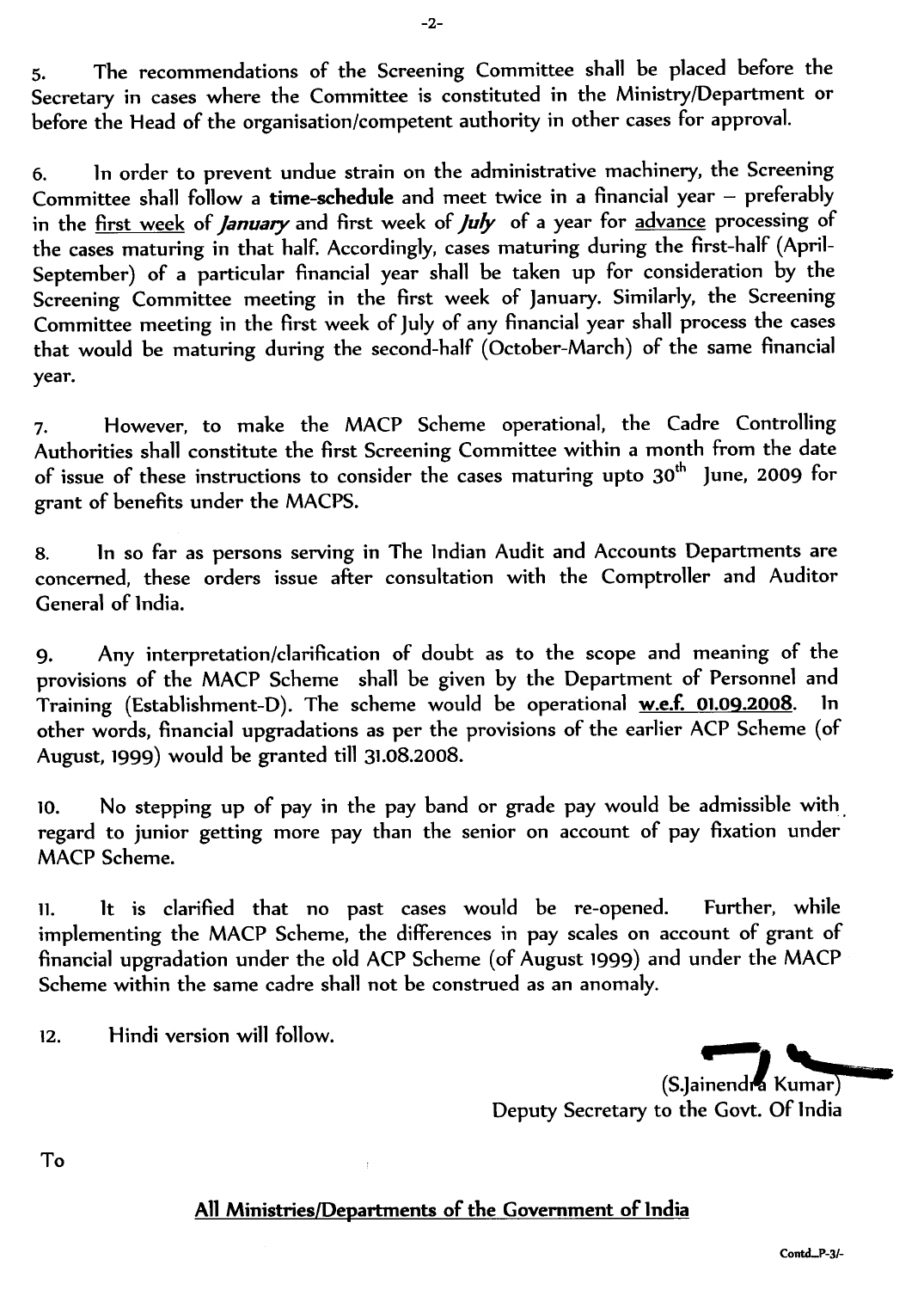5. The recommendations of the Screening Committee shall be placed before the Secretary in cases where the Committee is constituted in the Ministry/Department or before the Head of the organisation/competent authority in other cases for approval.

6. In order to prevent undue strain on the administrative machinery, the Screening Committee shall follow a **time-schedule** and meet twice in a financial year – preferably in the first week of ***January*** and first week of ***July*** of a year for advance processing of the cases maturing in that half. Accordingly, cases maturing during the first-half (April-September) of a particular financial year shall be taken up for consideration by the Screening Committee meeting in the first week of January. Similarly, the Screening Committee meeting in the first week of July of any financial year shall process the cases that would be maturing during the second-half (October-March) of the same financial year.

7. However, to make the MACP Scheme operational, the Cadre Controlling Authorities shall constitute the first Screening Committee within a month from the date of issue of these instructions to consider the cases maturing upto 30th June, 2009 for grant of benefits under the MACPS.

8. In so far as persons serving in The Indian Audit and Accounts Departments are concerned, these orders issue after consultation with the Comptroller and Auditor General of India.

9. Any interpretation/clarification of doubt as to the scope and meaning of the provisions of the MACP Scheme shall be given by the Department of Personnel and Training (Establishment-D). The scheme would be operational **w.e.f. 01.09.2008**. In other words, financial upgradations as per the provisions of the earlier ACP Scheme (of August, 1999) would be granted till 31.08.2008.

10. No stepping up of pay in the pay band or grade pay would be admissible with regard to junior getting more pay than the senior on account of pay fixation under MACP Scheme.

11. It is clarified that no past cases would be re-opened. Further, while implementing the MACP Scheme, the differences in pay scales on account of grant of financial upgradation under the old ACP Scheme (of August 1999) and under the MACP Scheme within the same cadre shall not be construed as an anomaly.

12. Hindi version will follow.

(S.Jainendra Kumar)
Deputy Secretary to the Govt. Of India

To

**All Ministries/Departments of the Government of India**

Contd..P-3/-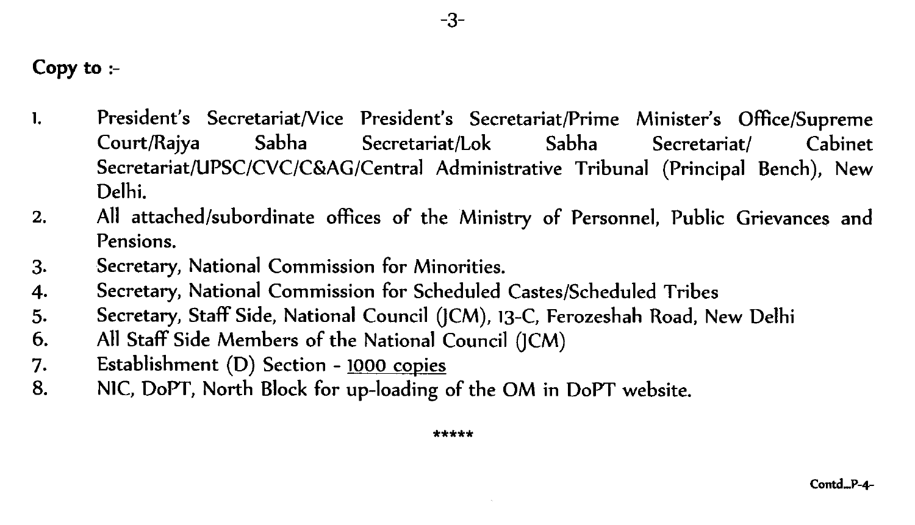**Copy to :-**

1. President's Secretariat/Vice President's Secretariat/Prime Minister's Office/Supreme Court/Rajya Sabha Secretariat/Lok Sabha Secretariat/ Cabinet Secretariat/UPSC/CVC/C&AG/Central Administrative Tribunal (Principal Bench), New Delhi.
2. All attached/subordinate offices of the Ministry of Personnel, Public Grievances and Pensions.
3. Secretary, National Commission for Minorities.
4. Secretary, National Commission for Scheduled Castes/Scheduled Tribes
5. Secretary, Staff Side, National Council (JCM), 13-C, Ferozeshah Road, New Delhi
6. All Staff Side Members of the National Council (JCM)
7. Establishment (D) Section - <u>1000 copies</u>
8. NIC, DoPT, North Block for up-loading of the OM in DoPT website.

*****

Contd...P-4-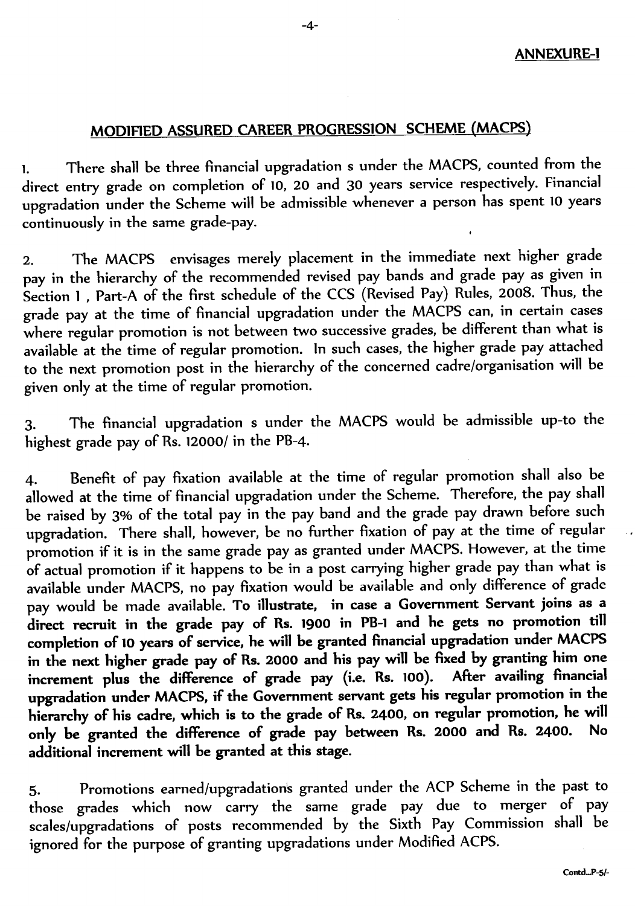**ANNEXURE-I**

## MODIFIED ASSURED CAREER PROGRESSION SCHEME (MACPS)

1. There shall be three financial upgradation s under the MACPS, counted from the direct entry grade on completion of 10, 20 and 30 years service respectively. Financial upgradation under the Scheme will be admissible whenever a person has spent 10 years continuously in the same grade-pay.

2. The MACPS envisages merely placement in the immediate next higher grade pay in the hierarchy of the recommended revised pay bands and grade pay as given in Section 1 , Part-A of the first schedule of the CCS (Revised Pay) Rules, 2008. Thus, the grade pay at the time of financial upgradation under the MACPS can, in certain cases where regular promotion is not between two successive grades, be different than what is available at the time of regular promotion. In such cases, the higher grade pay attached to the next promotion post in the hierarchy of the concerned cadre/organisation will be given only at the time of regular promotion.

3. The financial upgradation s under the MACPS would be admissible up-to the highest grade pay of Rs. 12000/ in the PB-4.

4. Benefit of pay fixation available at the time of regular promotion shall also be allowed at the time of financial upgradation under the Scheme. Therefore, the pay shall be raised by 3% of the total pay in the pay band and the grade pay drawn before such upgradation. There shall, however, be no further fixation of pay at the time of regular promotion if it is in the same grade pay as granted under MACPS. However, at the time of actual promotion if it happens to be in a post carrying higher grade pay than what is available under MACPS, no pay fixation would be available and only difference of grade pay would be made available. **To illustrate, in case a Government Servant joins as a direct recruit in the grade pay of Rs. 1900 in PB-1 and he gets no promotion till completion of 10 years of service, he will be granted financial upgradation under MACPS in the next higher grade pay of Rs. 2000 and his pay will be fixed by granting him one increment plus the difference of grade pay (i.e. Rs. 100). After availing financial upgradation under MACPS, if the Government servant gets his regular promotion in the hierarchy of his cadre, which is to the grade of Rs. 2400, on regular promotion, he will only be granted the difference of grade pay between Rs. 2000 and Rs. 2400. No additional increment will be granted at this stage.**

5. Promotions earned/upgradations granted under the ACP Scheme in the past to those grades which now carry the same grade pay due to merger of pay scales/upgradations of posts recommended by the Sixth Pay Commission shall be ignored for the purpose of granting upgradations under Modified ACPS.

Contd...P-5/-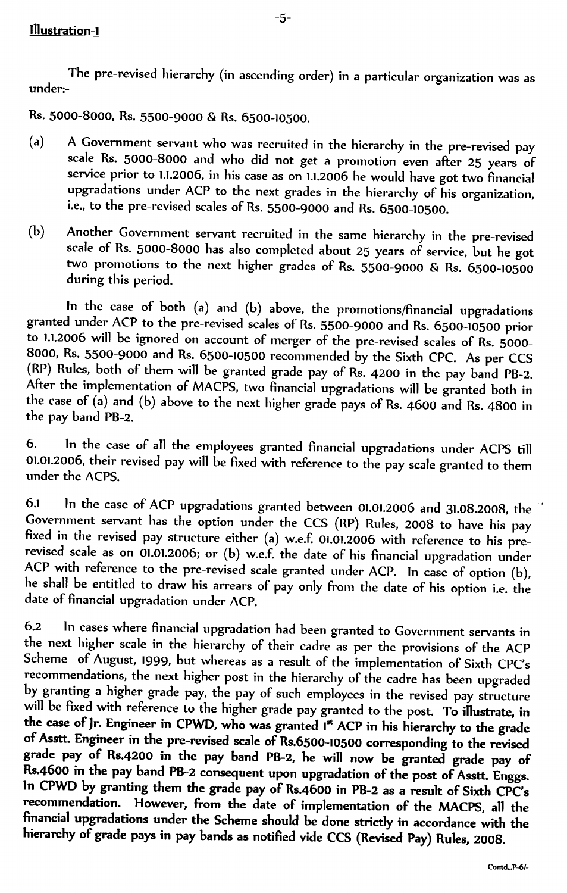**Illustration-I**

The pre-revised hierarchy (in ascending order) in a particular organization was as under:-

Rs. 5000-8000, Rs. 5500-9000 & Rs. 6500-10500.

(a) A Government servant who was recruited in the hierarchy in the pre-revised pay scale Rs. 5000-8000 and who did not get a promotion even after 25 years of service prior to 1.1.2006, in his case as on 1.1.2006 he would have got two financial upgradations under ACP to the next grades in the hierarchy of his organization, i.e., to the pre-revised scales of Rs. 5500-9000 and Rs. 6500-10500.

(b) Another Government servant recruited in the same hierarchy in the pre-revised scale of Rs. 5000-8000 has also completed about 25 years of service, but he got two promotions to the next higher grades of Rs. 5500-9000 & Rs. 6500-10500 during this period.

In the case of both (a) and (b) above, the promotions/financial upgradations granted under ACP to the pre-revised scales of Rs. 5500-9000 and Rs. 6500-10500 prior to 1.1.2006 will be ignored on account of merger of the pre-revised scales of Rs. 5000-8000, Rs. 5500-9000 and Rs. 6500-10500 recommended by the Sixth CPC. As per CCS (RP) Rules, both of them will be granted grade pay of Rs. 4200 in the pay band PB-2. After the implementation of MACPS, two financial upgradations will be granted both in the case of (a) and (b) above to the next higher grade pays of Rs. 4600 and Rs. 4800 in the pay band PB-2.

6. In the case of all the employees granted financial upgradations under ACPS till 01.01.2006, their revised pay will be fixed with reference to the pay scale granted to them under the ACPS.

6.1 In the case of ACP upgradations granted between 01.01.2006 and 31.08.2008, the Government servant has the option under the CCS (RP) Rules, 2008 to have his pay fixed in the revised pay structure either (a) w.e.f. 01.01.2006 with reference to his pre-revised scale as on 01.01.2006; or (b) w.e.f. the date of his financial upgradation under ACP with reference to the pre-revised scale granted under ACP. In case of option (b), he shall be entitled to draw his arrears of pay only from the date of his option i.e. the date of financial upgradation under ACP.

6.2 In cases where financial upgradation had been granted to Government servants in the next higher scale in the hierarchy of their cadre as per the provisions of the ACP Scheme of August, 1999, but whereas as a result of the implementation of Sixth CPC's recommendations, the next higher post in the hierarchy of the cadre has been upgraded by granting a higher grade pay, the pay of such employees in the revised pay structure will be fixed with reference to the higher grade pay granted to the post. **To illustrate, in the case of Jr. Engineer in CPWD, who was granted 1st ACP in his hierarchy to the grade of Asstt. Engineer in the pre-revised scale of Rs.6500-10500 corresponding to the revised grade pay of Rs.4200 in the pay band PB-2, he will now be granted grade pay of Rs.4600 in the pay band PB-2 consequent upon upgradation of the post of Asstt. Enggs. In CPWD by granting them the grade pay of Rs.4600 in PB-2 as a result of Sixth CPC's recommendation. However, from the date of implementation of the MACPS, all the financial upgradations under the Scheme should be done strictly in accordance with the hierarchy of grade pays in pay bands as notified vide CCS (Revised Pay) Rules, 2008.**

Contd...P-6/-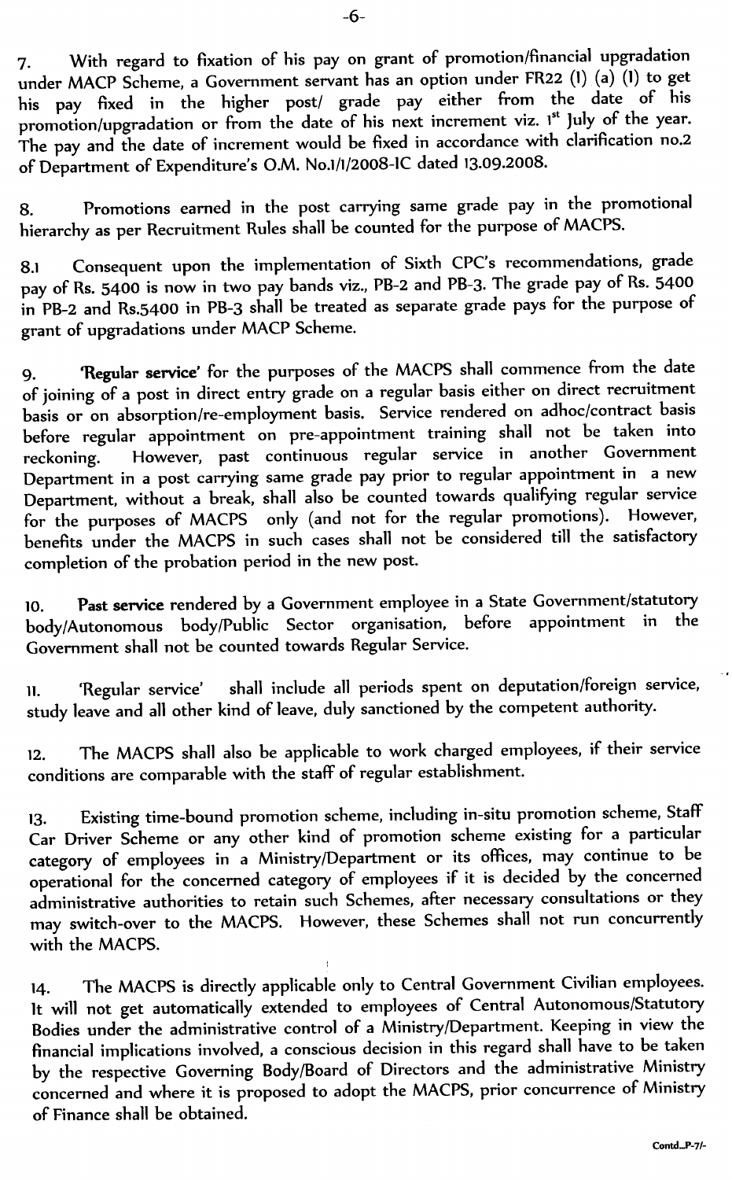7. With regard to fixation of his pay on grant of promotion/financial upgradation under MACP Scheme, a Government servant has an option under FR22 (I) (a) (1) to get his pay fixed in the higher post/ grade pay either from the date of his promotion/upgradation or from the date of his next increment viz. 1st July of the year. The pay and the date of increment would be fixed in accordance with clarification no.2 of Department of Expenditure's O.M. No.1/1/2008-IC dated 13.09.2008.

8. Promotions earned in the post carrying same grade pay in the promotional hierarchy as per Recruitment Rules shall be counted for the purpose of MACPS.

8.1 Consequent upon the implementation of Sixth CPC's recommendations, grade pay of Rs. 5400 is now in two pay bands viz., PB-2 and PB-3. The grade pay of Rs. 5400 in PB-2 and Rs.5400 in PB-3 shall be treated as separate grade pays for the purpose of grant of upgradations under MACP Scheme.

9. **'Regular service'** for the purposes of the MACPS shall commence from the date of joining of a post in direct entry grade on a regular basis either on direct recruitment basis or on absorption/re-employment basis. Service rendered on adhoc/contract basis before regular appointment on pre-appointment training shall not be taken into reckoning. However, past continuous regular service in another Government Department in a post carrying same grade pay prior to regular appointment in a new Department, without a break, shall also be counted towards qualifying regular service for the purposes of MACPS only (and not for the regular promotions). However, benefits under the MACPS in such cases shall not be considered till the satisfactory completion of the probation period in the new post.

10. **Past service** rendered by a Government employee in a State Government/statutory body/Autonomous body/Public Sector organisation, before appointment in the Government shall not be counted towards Regular Service.

11. 'Regular service' shall include all periods spent on deputation/foreign service, study leave and all other kind of leave, duly sanctioned by the competent authority.

12. The MACPS shall also be applicable to work charged employees, if their service conditions are comparable with the staff of regular establishment.

13. Existing time-bound promotion scheme, including in-situ promotion scheme, Staff Car Driver Scheme or any other kind of promotion scheme existing for a particular category of employees in a Ministry/Department or its offices, may continue to be operational for the concerned category of employees if it is decided by the concerned administrative authorities to retain such Schemes, after necessary consultations or they may switch-over to the MACPS. However, these Schemes shall not run concurrently with the MACPS.

14. The MACPS is directly applicable only to Central Government Civilian employees. It will not get automatically extended to employees of Central Autonomous/Statutory Bodies under the administrative control of a Ministry/Department. Keeping in view the financial implications involved, a conscious decision in this regard shall have to be taken by the respective Governing Body/Board of Directors and the administrative Ministry concerned and where it is proposed to adopt the MACPS, prior concurrence of Ministry of Finance shall be obtained.

Contd...P-7/-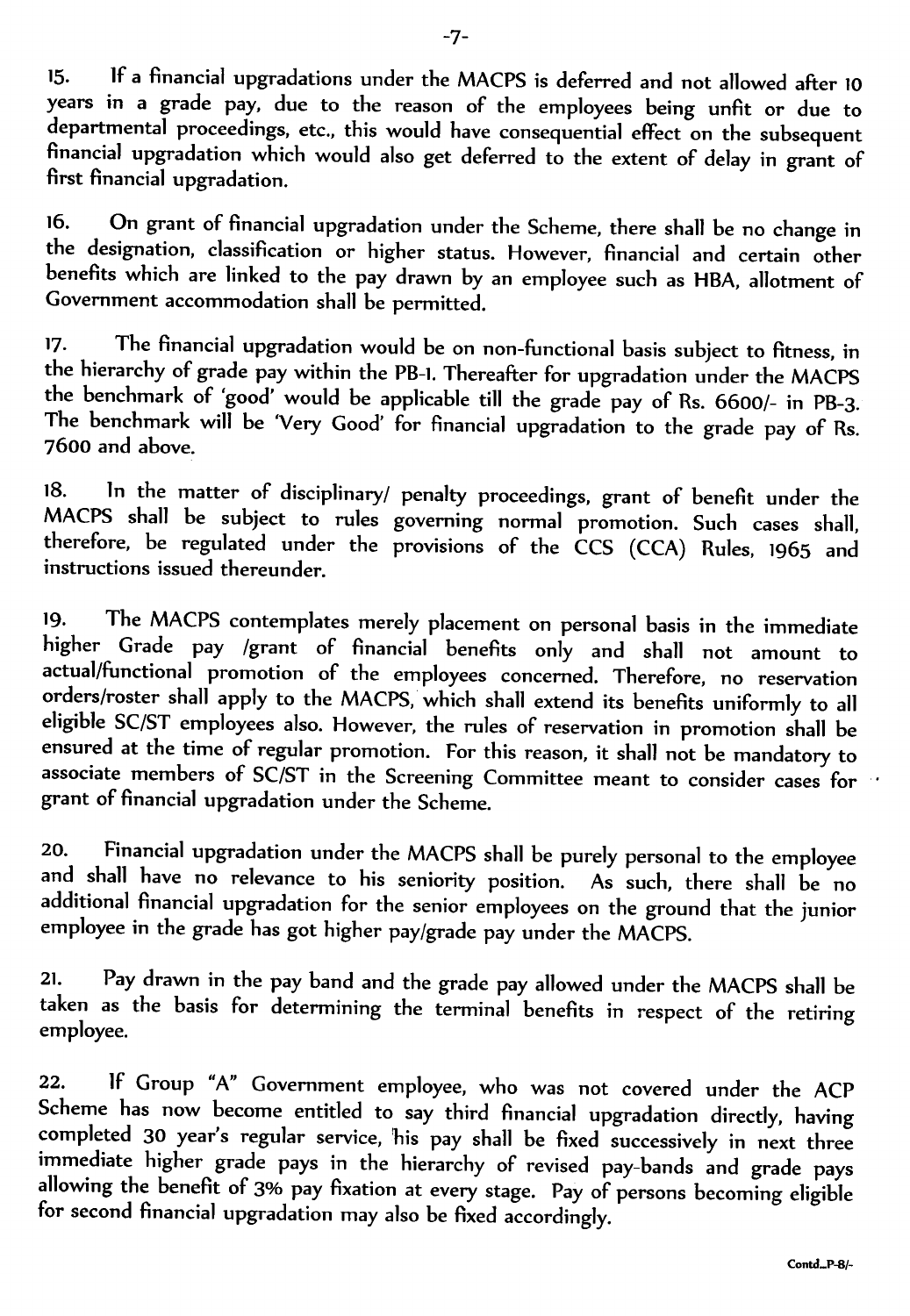15. If a financial upgradations under the MACPS is deferred and not allowed after 10 years in a grade pay, due to the reason of the employees being unfit or due to departmental proceedings, etc., this would have consequential effect on the subsequent financial upgradation which would also get deferred to the extent of delay in grant of first financial upgradation.

16. On grant of financial upgradation under the Scheme, there shall be no change in the designation, classification or higher status. However, financial and certain other benefits which are linked to the pay drawn by an employee such as HBA, allotment of Government accommodation shall be permitted.

17. The financial upgradation would be on non-functional basis subject to fitness, in the hierarchy of grade pay within the PB-1. Thereafter for upgradation under the MACPS the benchmark of 'good' would be applicable till the grade pay of Rs. 6600/- in PB-3. The benchmark will be 'Very Good' for financial upgradation to the grade pay of Rs. 7600 and above.

18. In the matter of disciplinary/ penalty proceedings, grant of benefit under the MACPS shall be subject to rules governing normal promotion. Such cases shall, therefore, be regulated under the provisions of the CCS (CCA) Rules, 1965 and instructions issued thereunder.

19. The MACPS contemplates merely placement on personal basis in the immediate higher Grade pay /grant of financial benefits only and shall not amount to actual/functional promotion of the employees concerned. Therefore, no reservation orders/roster shall apply to the MACPS, which shall extend its benefits uniformly to all eligible SC/ST employees also. However, the rules of reservation in promotion shall be ensured at the time of regular promotion. For this reason, it shall not be mandatory to associate members of SC/ST in the Screening Committee meant to consider cases for grant of financial upgradation under the Scheme.

20. Financial upgradation under the MACPS shall be purely personal to the employee and shall have no relevance to his seniority position. As such, there shall be no additional financial upgradation for the senior employees on the ground that the junior employee in the grade has got higher pay/grade pay under the MACPS.

21. Pay drawn in the pay band and the grade pay allowed under the MACPS shall be taken as the basis for determining the terminal benefits in respect of the retiring employee.

22. If Group "A" Government employee, who was not covered under the ACP Scheme has now become entitled to say third financial upgradation directly, having completed 30 year's regular service, his pay shall be fixed successively in next three immediate higher grade pays in the hierarchy of revised pay-bands and grade pays allowing the benefit of 3% pay fixation at every stage. Pay of persons becoming eligible for second financial upgradation may also be fixed accordingly.

Contd...P-8/-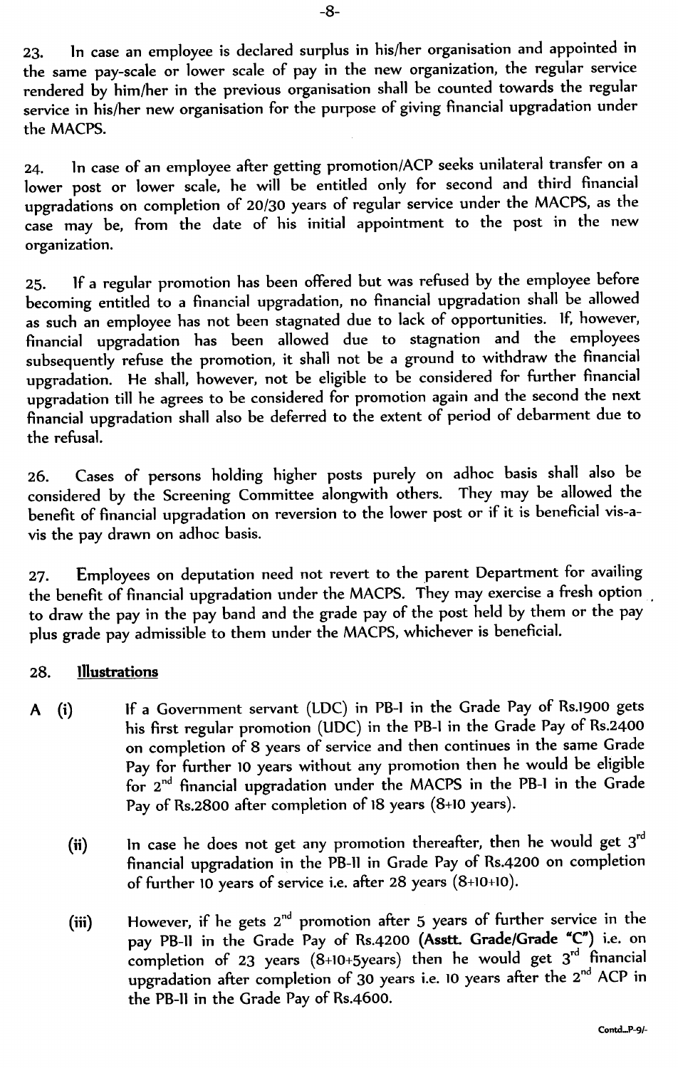23. In case an employee is declared surplus in his/her organisation and appointed in the same pay-scale or lower scale of pay in the new organization, the regular service rendered by him/her in the previous organisation shall be counted towards the regular service in his/her new organisation for the purpose of giving financial upgradation under the MACPS.

24. In case of an employee after getting promotion/ACP seeks unilateral transfer on a lower post or lower scale, he will be entitled only for second and third financial upgradations on completion of 20/30 years of regular service under the MACPS, as the case may be, from the date of his initial appointment to the post in the new organization.

25. If a regular promotion has been offered but was refused by the employee before becoming entitled to a financial upgradation, no financial upgradation shall be allowed as such an employee has not been stagnated due to lack of opportunities. If, however, financial upgradation has been allowed due to stagnation and the employees subsequently refuse the promotion, it shall not be a ground to withdraw the financial upgradation. He shall, however, not be eligible to be considered for further financial upgradation till he agrees to be considered for promotion again and the second the next financial upgradation shall also be deferred to the extent of period of debarment due to the refusal.

26. Cases of persons holding higher posts purely on adhoc basis shall also be considered by the Screening Committee alongwith others. They may be allowed the benefit of financial upgradation on reversion to the lower post or if it is beneficial vis-a-vis the pay drawn on adhoc basis.

27. Employees on deputation need not revert to the parent Department for availing the benefit of financial upgradation under the MACPS. They may exercise a fresh option to draw the pay in the pay band and the grade pay of the post held by them or the pay plus grade pay admissible to them under the MACPS, whichever is beneficial.

28. **Illustrations**

A (i) If a Government servant (LDC) in PB-I in the Grade Pay of Rs.1900 gets his first regular promotion (UDC) in the PB-I in the Grade Pay of Rs.2400 on completion of 8 years of service and then continues in the same Grade Pay for further 10 years without any promotion then he would be eligible for 2nd financial upgradation under the MACPS in the PB-I in the Grade Pay of Rs.2800 after completion of 18 years (8+10 years).

(ii) In case he does not get any promotion thereafter, then he would get 3rd financial upgradation in the PB-II in Grade Pay of Rs.4200 on completion of further 10 years of service i.e. after 28 years (8+10+10).

(iii) However, if he gets 2nd promotion after 5 years of further service in the pay PB-II in the Grade Pay of Rs.4200 **(Asstt. Grade/Grade "C")** i.e. on completion of 23 years (8+10+5years) then he would get 3rd financial upgradation after completion of 30 years i.e. 10 years after the 2nd ACP in the PB-II in the Grade Pay of Rs.4600.

Contd...P-9/-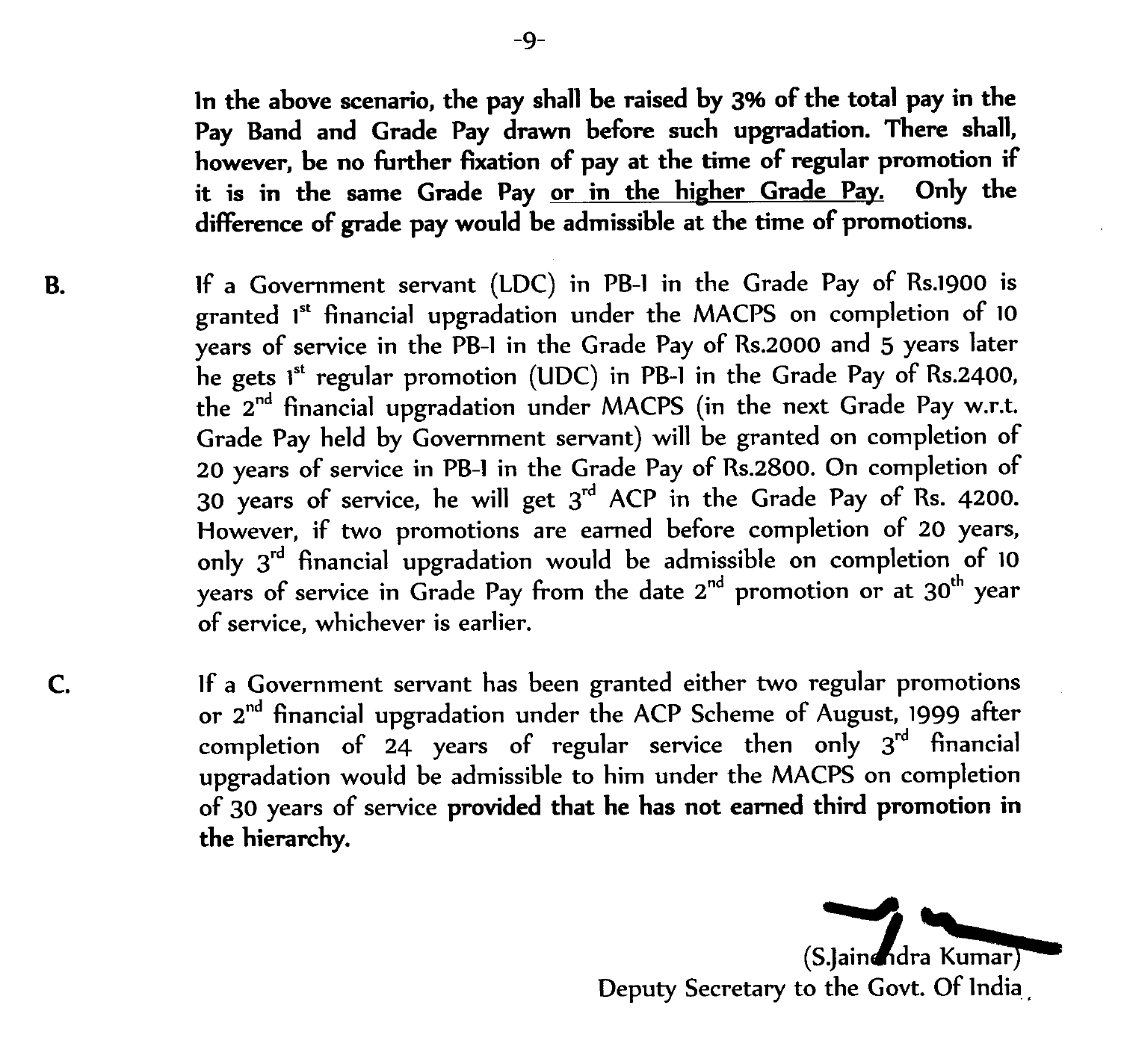**In the above scenario, the pay shall be raised by 3% of the total pay in the Pay Band and Grade Pay drawn before such upgradation. There shall, however, be no further fixation of pay at the time of regular promotion if it is in the same Grade Pay <u>or in the higher Grade Pay.</u> Only the difference of grade pay would be admissible at the time of promotions.**

**B.** If a Government servant (LDC) in PB-I in the Grade Pay of Rs.1900 is granted 1st financial upgradation under the MACPS on completion of 10 years of service in the PB-I in the Grade Pay of Rs.2000 and 5 years later he gets 1st regular promotion (UDC) in PB-I in the Grade Pay of Rs.2400, the 2nd financial upgradation under MACPS (in the next Grade Pay w.r.t. Grade Pay held by Government servant) will be granted on completion of 20 years of service in PB-I in the Grade Pay of Rs.2800. On completion of 30 years of service, he will get 3rd ACP in the Grade Pay of Rs. 4200. However, if two promotions are earned before completion of 20 years, only 3rd financial upgradation would be admissible on completion of 10 years of service in Grade Pay from the date 2nd promotion or at 30th year of service, whichever is earlier.

**C.** If a Government servant has been granted either two regular promotions or 2nd financial upgradation under the ACP Scheme of August, 1999 after completion of 24 years of regular service then only 3rd financial upgradation would be admissible to him under the MACPS on completion of 30 years of service **provided that he has not earned third promotion in the hierarchy.**

(S.Jainendra Kumar)
Deputy Secretary to the Govt. Of India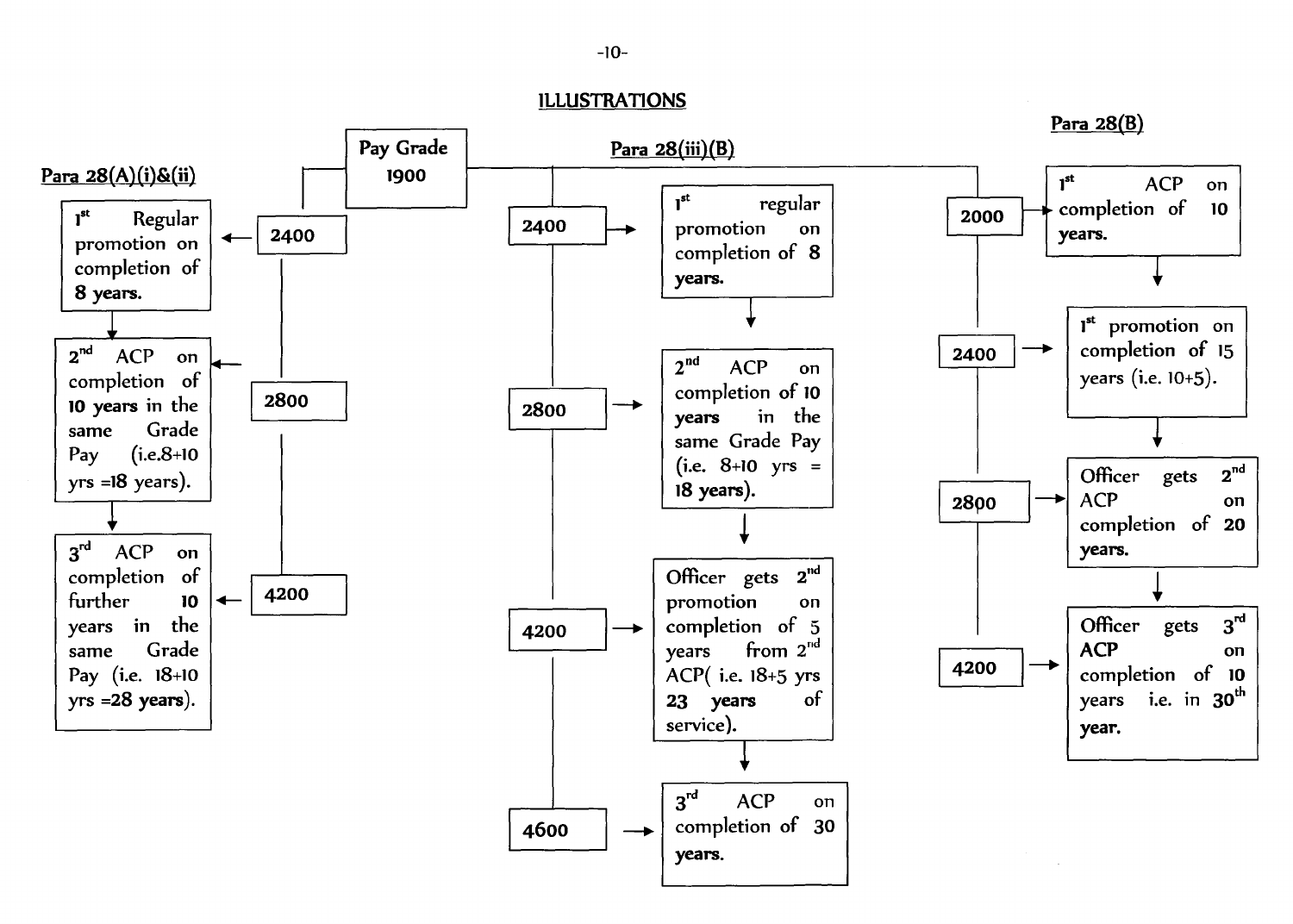## ILLUSTRATIONS

Pay Grade 1900

**Para 28(A)(i)&(ii)**

2400 — 1st Regular promotion on completion of **8 years.**

2800 — 2nd ACP on completion of **10 years** in the same Grade Pay (i.e.8+10 yrs =18 years).

4200 — 3rd ACP on completion of further **10** years in the same Grade Pay (i.e. 18+10 yrs =**28 years**).

**Para 28(iii)(B)**

2400 — 1st regular promotion on completion of **8 years.**

2800 — 2nd ACP on completion of 10 **years** in the same Grade Pay (i.e. 8+10 yrs = **18 years**).

4200 — Officer gets 2nd promotion on completion of 5 years from 2nd ACP( i.e. 18+5 yrs **23 years** of service).

4600 — 3rd ACP on completion of 30 **years.**

**Para 28(B)**

2000 — 1st ACP on completion of **10 years.**

2400 — 1st promotion on completion of 15 years (i.e. 10+5).

2800 — Officer gets 2nd ACP on completion of **20 years.**

4200 — Officer gets 3rd **ACP** on completion of **10** years i.e. in **30th year.**